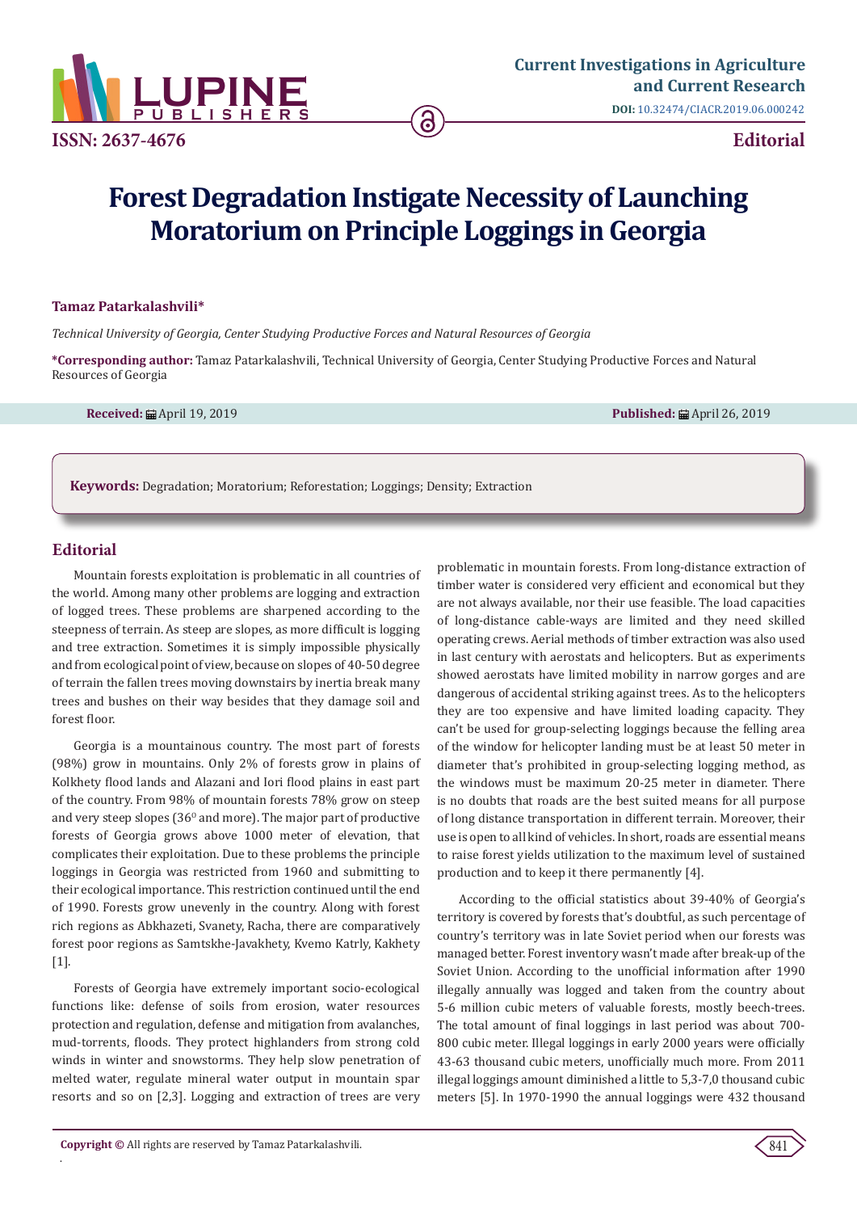# Forest Degradation Instigate Necessity of Launching Moratorium on Principle Loggings in Georgia

**Tamaz Patarkalashvili***

*Technical University of Georgia, Center Studying Productive Forces and Natural Resources of Georgia*

***Corresponding author:** Tamaz Patarkalashvili, Technical University of Georgia, Center Studying Productive Forces and Natural Resources of Georgia

**Received:** April 19, 2019 **Published:** April 26, 2019

**Keywords:** Degradation; Moratorium; Reforestation; Loggings; Density; Extraction

## Editorial

Mountain forests exploitation is problematic in all countries of the world. Among many other problems are logging and extraction of logged trees. These problems are sharpened according to the steepness of terrain. As steep are slopes, as more difficult is logging and tree extraction. Sometimes it is simply impossible physically and from ecological point of view, because on slopes of 40-50 degree of terrain the fallen trees moving downstairs by inertia break many trees and bushes on their way besides that they damage soil and forest floor.

Georgia is a mountainous country. The most part of forests (98%) grow in mountains. Only 2% of forests grow in plains of Kolkhety flood lands and Alazani and Iori flood plains in east part of the country. From 98% of mountain forests 78% grow on steep and very steep slopes (36$^{0}$ and more). The major part of productive forests of Georgia grows above 1000 meter of elevation, that complicates their exploitation. Due to these problems the principle loggings in Georgia was restricted from 1960 and submitting to their ecological importance. This restriction continued until the end of 1990. Forests grow unevenly in the country. Along with forest rich regions as Abkhazeti, Svanety, Racha, there are comparatively forest poor regions as Samtskhe-Javakhety, Kvemo Katrly, Kakhety [1].

Forests of Georgia have extremely important socio-ecological functions like: defense of soils from erosion, water resources protection and regulation, defense and mitigation from avalanches, mud-torrents, floods. They protect highlanders from strong cold winds in winter and snowstorms. They help slow penetration of melted water, regulate mineral water output in mountain spar resorts and so on [2,3]. Logging and extraction of trees are very problematic in mountain forests. From long-distance extraction of timber water is considered very efficient and economical but they are not always available, nor their use feasible. The load capacities of long-distance cable-ways are limited and they need skilled operating crews. Aerial methods of timber extraction was also used in last century with aerostats and helicopters. But as experiments showed aerostats have limited mobility in narrow gorges and are dangerous of accidental striking against trees. As to the helicopters they are too expensive and have limited loading capacity. They can't be used for group-selecting loggings because the felling area of the window for helicopter landing must be at least 50 meter in diameter that's prohibited in group-selecting logging method, as the windows must be maximum 20-25 meter in diameter. There is no doubts that roads are the best suited means for all purpose of long distance transportation in different terrain. Moreover, their use is open to all kind of vehicles. In short, roads are essential means to raise forest yields utilization to the maximum level of sustained production and to keep it there permanently [4].

According to the official statistics about 39-40% of Georgia's territory is covered by forests that's doubtful, as such percentage of country's territory was in late Soviet period when our forests was managed better. Forest inventory wasn't made after break-up of the Soviet Union. According to the unofficial information after 1990 illegally annually was logged and taken from the country about 5-6 million cubic meters of valuable forests, mostly beech-trees. The total amount of final loggings in last period was about 700-800 cubic meter. Illegal loggings in early 2000 years were officially 43-63 thousand cubic meters, unofficially much more. From 2011 illegal loggings amount diminished a little to 5,3-7,0 thousand cubic meters [5]. In 1970-1990 the annual loggings were 432 thousand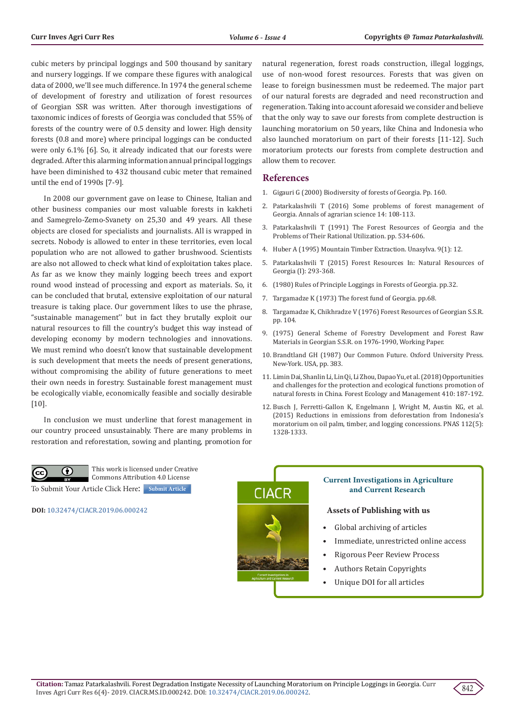cubic meters by principal loggings and 500 thousand by sanitary and nursery loggings. If we compare these figures with analogical data of 2000, we'll see much difference. In 1974 the general scheme of development of forestry and utilization of forest resources of Georgian SSR was written. After thorough investigations of taxonomic indices of forests of Georgia was concluded that 55% of forests of the country were of 0.5 density and lower. High density forests (0.8 and more) where principal loggings can be conducted were only 6.1% [6]. So, it already indicated that our forests were degraded. After this alarming information annual principal loggings have been diminished to 432 thousand cubic meter that remained until the end of 1990s [7-9].

In 2008 our government gave on lease to Chinese, Italian and other business companies our most valuable forests in kakheti and Samegrelo-Zemo-Svanety on 25,30 and 49 years. All these objects are closed for specialists and journalists. All is wrapped in secrets. Nobody is allowed to enter in these territories, even local population who are not allowed to gather brushwood. Scientists are also not allowed to check what kind of exploitation takes place. As far as we know they mainly logging beech trees and export round wood instead of processing and export as materials. So, it can be concluded that brutal, extensive exploitation of our natural treasure is taking place. Our government likes to use the phrase, "sustainable management'' but in fact they brutally exploit our natural resources to fill the country's budget this way instead of developing economy by modern technologies and innovations. We must remind who doesn't know that sustainable development is such development that meets the needs of present generations, without compromising the ability of future generations to meet their own needs in forestry. Sustainable forest management must be ecologically viable, economically feasible and socially desirable [10].

In conclusion we must underline that forest management in our country proceed unsustainably. There are many problems in restoration and reforestation, sowing and planting, promotion for natural regeneration, forest roads construction, illegal loggings, use of non-wood forest resources. Forests that was given on lease to foreign businessmen must be redeemed. The major part of our natural forests are degraded and need reconstruction and regeneration. Taking into account aforesaid we consider and believe that the only way to save our forests from complete destruction is launching moratorium on 50 years, like China and Indonesia who also launched moratorium on part of their forests [11-12]. Such moratorium protects our forests from complete destruction and allow them to recover.

## References

1. Gigauri G (2000) Biodiversity of forests of Georgia. Pp. 160.
2. Patarkalashvili T (2016) Some problems of forest management of Georgia. Annals of agrarian science 14: 108-113.
3. Patarkalashvili T (1991) The Forest Resources of Georgia and the Problems of Their Rational Utilization. pp. 534-606.
4. Huber A (1995) Mountain Timber Extraction. Unasylva. 9(1): 12.
5. Patarkalashvili T (2015) Forest Resources In: Natural Resources of Georgia (I): 293-368.
6. (1980) Rules of Principle Loggings in Forests of Georgia. pp.32.
7. Targamadze K (1973) The forest fund of Georgia. pp.68.
8. Targamadze K, Chikhradze V (1976) Forest Resources of Georgian S.S.R. pp. 104.
9. (1975) General Scheme of Forestry Development and Forest Raw Materials in Georgian S.S.R. on 1976-1990, Working Paper.
10. Brandtland GH (1987) Our Common Future. Oxford University Press. New-York. USA, pp. 383.
11. Limin Dai, Shanlin Li, Lin Qi, Li Zhou, Dapao Yu, et al. (2018) Opportunities and challenges for the protection and ecological functions promotion of natural forests in China. Forest Ecology and Management 410: 187-192.
12. Busch J, Ferretti-Gallon K, Engelmann J, Wright M, Austin KG, et al. (2015) Reductions in emissions from deforestation from Indonesia's moratorium on oil palm, timber, and logging concessions. PNAS 112(5): 1328-1333.

This work is licensed under Creative Commons Attribution 4.0 License

To Submit Your Article Click Here: Submit Article

**DOI:** 10.32474/CIACR.2019.06.000242

**Current Investigations in Agriculture and Current Research**

**Assets of Publishing with us**

- Global archiving of articles
- Immediate, unrestricted online access
- Rigorous Peer Review Process
- Authors Retain Copyrights
- Unique DOI for all articles

**Citation:** Tamaz Patarkalashvili. Forest Degradation Instigate Necessity of Launching Moratorium on Principle Loggings in Georgia. Curr Inves Agri Curr Res 6(4)- 2019. CIACR.MS.ID.000242. DOI: 10.32474/CIACR.2019.06.000242.